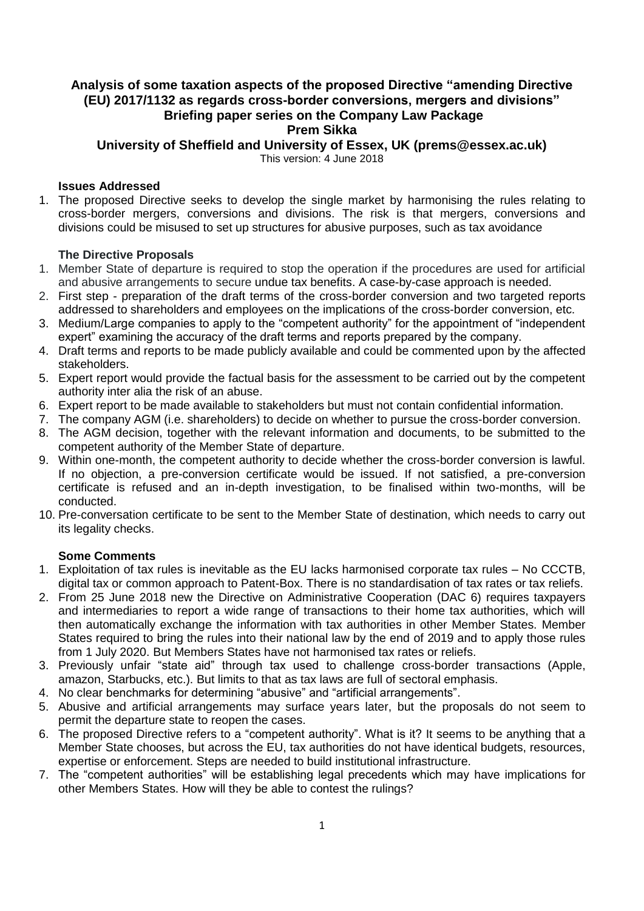# Analysis of some taxation aspects of the proposed Directive "amending Directive (EU) 2017/1132 as regards cross-border conversions, mergers and divisions"

## Briefing paper series on the Company Law Package

**Prem Sikka**

**University of Sheffield and University of Essex, UK (prems@essex.ac.uk)**

This version: 4 June 2018

### Issues Addressed

1. The proposed Directive seeks to develop the single market by harmonising the rules relating to cross-border mergers, conversions and divisions. The risk is that mergers, conversions and divisions could be misused to set up structures for abusive purposes, such as tax avoidance

### The Directive Proposals

1. Member State of departure is required to stop the operation if the procedures are used for artificial and abusive arrangements to secure undue tax benefits. A case-by-case approach is needed.
2. First step - preparation of the draft terms of the cross-border conversion and two targeted reports addressed to shareholders and employees on the implications of the cross-border conversion, etc.
3. Medium/Large companies to apply to the "competent authority" for the appointment of "independent expert" examining the accuracy of the draft terms and reports prepared by the company.
4. Draft terms and reports to be made publicly available and could be commented upon by the affected stakeholders.
5. Expert report would provide the factual basis for the assessment to be carried out by the competent authority inter alia the risk of an abuse.
6. Expert report to be made available to stakeholders but must not contain confidential information.
7. The company AGM (i.e. shareholders) to decide on whether to pursue the cross-border conversion.
8. The AGM decision, together with the relevant information and documents, to be submitted to the competent authority of the Member State of departure.
9. Within one-month, the competent authority to decide whether the cross-border conversion is lawful. If no objection, a pre-conversion certificate would be issued. If not satisfied, a pre-conversion certificate is refused and an in-depth investigation, to be finalised within two-months, will be conducted.
10. Pre-conversation certificate to be sent to the Member State of destination, which needs to carry out its legality checks.

### Some Comments

1. Exploitation of tax rules is inevitable as the EU lacks harmonised corporate tax rules – No CCCTB, digital tax or common approach to Patent-Box. There is no standardisation of tax rates or tax reliefs.
2. From 25 June 2018 new the Directive on Administrative Cooperation (DAC 6) requires taxpayers and intermediaries to report a wide range of transactions to their home tax authorities, which will then automatically exchange the information with tax authorities in other Member States. Member States required to bring the rules into their national law by the end of 2019 and to apply those rules from 1 July 2020. But Members States have not harmonised tax rates or reliefs.
3. Previously unfair "state aid" through tax used to challenge cross-border transactions (Apple, amazon, Starbucks, etc.). But limits to that as tax laws are full of sectoral emphasis.
4. No clear benchmarks for determining "abusive" and "artificial arrangements".
5. Abusive and artificial arrangements may surface years later, but the proposals do not seem to permit the departure state to reopen the cases.
6. The proposed Directive refers to a "competent authority". What is it? It seems to be anything that a Member State chooses, but across the EU, tax authorities do not have identical budgets, resources, expertise or enforcement. Steps are needed to build institutional infrastructure.
7. The "competent authorities" will be establishing legal precedents which may have implications for other Members States. How will they be able to contest the rulings?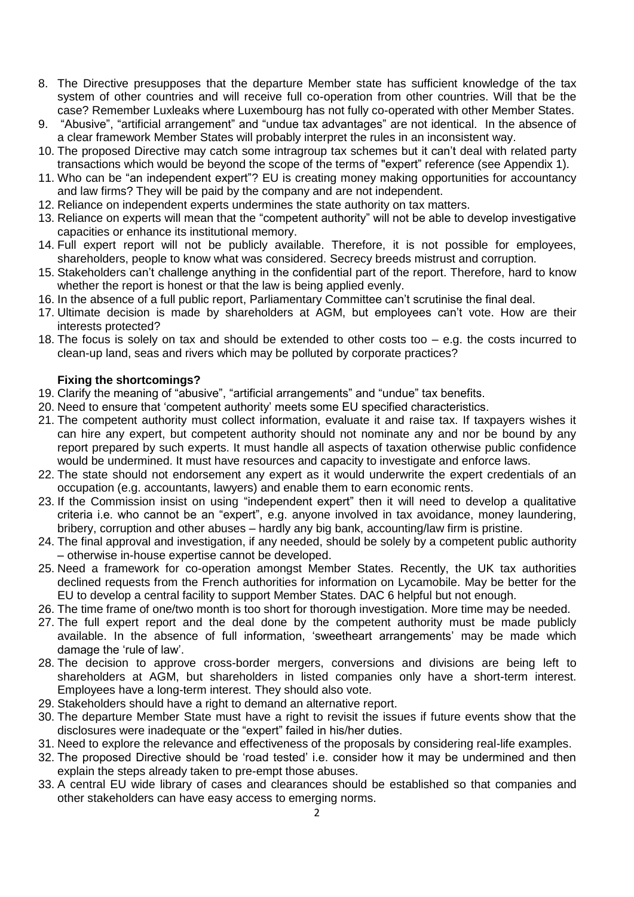8. The Directive presupposes that the departure Member state has sufficient knowledge of the tax system of other countries and will receive full co-operation from other countries. Will that be the case? Remember Luxleaks where Luxembourg has not fully co-operated with other Member States.
9. "Abusive", "artificial arrangement" and "undue tax advantages" are not identical. In the absence of a clear framework Member States will probably interpret the rules in an inconsistent way.
10. The proposed Directive may catch some intragroup tax schemes but it can't deal with related party transactions which would be beyond the scope of the terms of "expert" reference (see Appendix 1).
11. Who can be "an independent expert"? EU is creating money making opportunities for accountancy and law firms? They will be paid by the company and are not independent.
12. Reliance on independent experts undermines the state authority on tax matters.
13. Reliance on experts will mean that the "competent authority" will not be able to develop investigative capacities or enhance its institutional memory.
14. Full expert report will not be publicly available. Therefore, it is not possible for employees, shareholders, people to know what was considered. Secrecy breeds mistrust and corruption.
15. Stakeholders can't challenge anything in the confidential part of the report. Therefore, hard to know whether the report is honest or that the law is being applied evenly.
16. In the absence of a full public report, Parliamentary Committee can't scrutinise the final deal.
17. Ultimate decision is made by shareholders at AGM, but employees can't vote. How are their interests protected?
18. The focus is solely on tax and should be extended to other costs too – e.g. the costs incurred to clean-up land, seas and rivers which may be polluted by corporate practices?

**Fixing the shortcomings?**

19. Clarify the meaning of "abusive", "artificial arrangements" and "undue" tax benefits.
20. Need to ensure that 'competent authority' meets some EU specified characteristics.
21. The competent authority must collect information, evaluate it and raise tax. If taxpayers wishes it can hire any expert, but competent authority should not nominate any and nor be bound by any report prepared by such experts. It must handle all aspects of taxation otherwise public confidence would be undermined. It must have resources and capacity to investigate and enforce laws.
22. The state should not endorsement any expert as it would underwrite the expert credentials of an occupation (e.g. accountants, lawyers) and enable them to earn economic rents.
23. If the Commission insist on using "independent expert" then it will need to develop a qualitative criteria i.e. who cannot be an "expert", e.g. anyone involved in tax avoidance, money laundering, bribery, corruption and other abuses – hardly any big bank, accounting/law firm is pristine.
24. The final approval and investigation, if any needed, should be solely by a competent public authority – otherwise in-house expertise cannot be developed.
25. Need a framework for co-operation amongst Member States. Recently, the UK tax authorities declined requests from the French authorities for information on Lycamobile. May be better for the EU to develop a central facility to support Member States. DAC 6 helpful but not enough.
26. The time frame of one/two month is too short for thorough investigation. More time may be needed.
27. The full expert report and the deal done by the competent authority must be made publicly available. In the absence of full information, 'sweetheart arrangements' may be made which damage the 'rule of law'.
28. The decision to approve cross-border mergers, conversions and divisions are being left to shareholders at AGM, but shareholders in listed companies only have a short-term interest. Employees have a long-term interest. They should also vote.
29. Stakeholders should have a right to demand an alternative report.
30. The departure Member State must have a right to revisit the issues if future events show that the disclosures were inadequate or the "expert" failed in his/her duties.
31. Need to explore the relevance and effectiveness of the proposals by considering real-life examples.
32. The proposed Directive should be 'road tested' i.e. consider how it may be undermined and then explain the steps already taken to pre-empt those abuses.
33. A central EU wide library of cases and clearances should be established so that companies and other stakeholders can have easy access to emerging norms.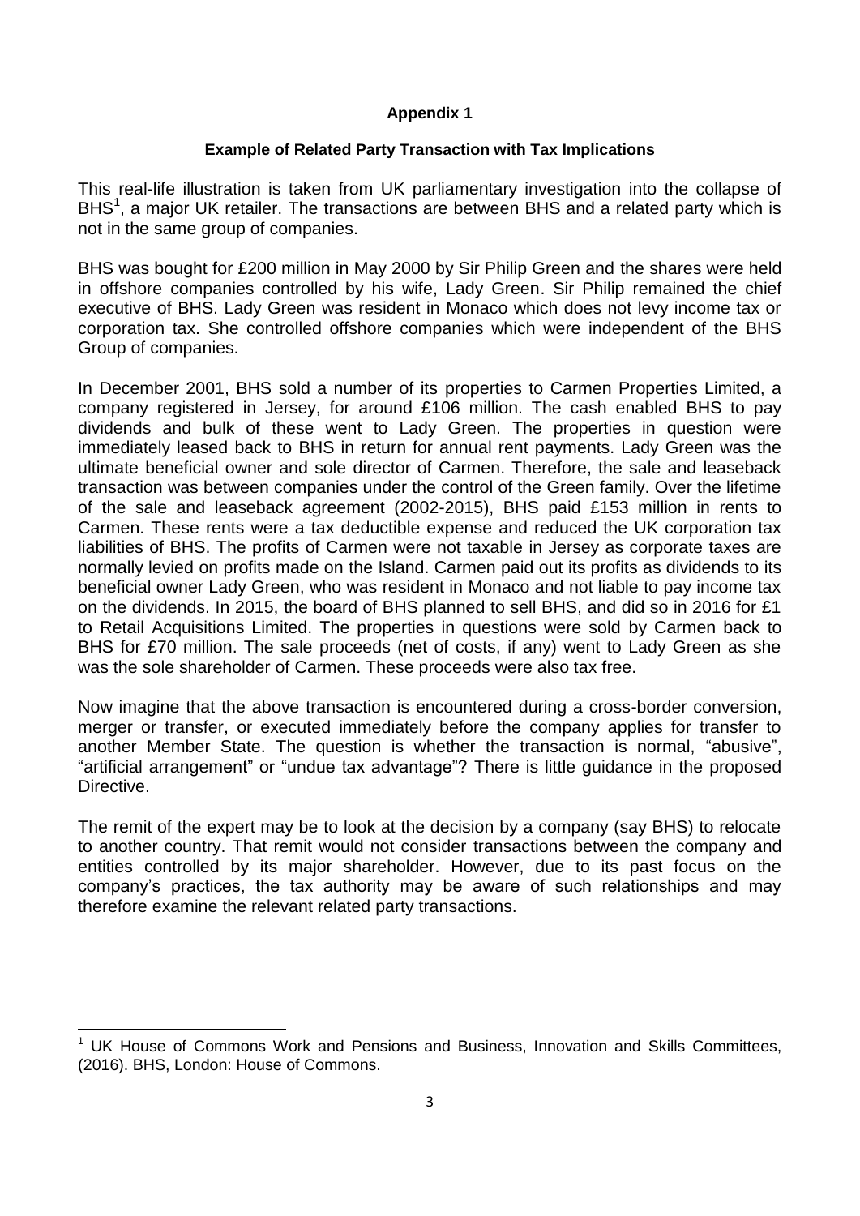**Appendix 1**

**Example of Related Party Transaction with Tax Implications**

This real-life illustration is taken from UK parliamentary investigation into the collapse of BHS[1], a major UK retailer. The transactions are between BHS and a related party which is not in the same group of companies.

BHS was bought for £200 million in May 2000 by Sir Philip Green and the shares were held in offshore companies controlled by his wife, Lady Green. Sir Philip remained the chief executive of BHS. Lady Green was resident in Monaco which does not levy income tax or corporation tax. She controlled offshore companies which were independent of the BHS Group of companies.

In December 2001, BHS sold a number of its properties to Carmen Properties Limited, a company registered in Jersey, for around £106 million. The cash enabled BHS to pay dividends and bulk of these went to Lady Green. The properties in question were immediately leased back to BHS in return for annual rent payments. Lady Green was the ultimate beneficial owner and sole director of Carmen. Therefore, the sale and leaseback transaction was between companies under the control of the Green family. Over the lifetime of the sale and leaseback agreement (2002-2015), BHS paid £153 million in rents to Carmen. These rents were a tax deductible expense and reduced the UK corporation tax liabilities of BHS. The profits of Carmen were not taxable in Jersey as corporate taxes are normally levied on profits made on the Island. Carmen paid out its profits as dividends to its beneficial owner Lady Green, who was resident in Monaco and not liable to pay income tax on the dividends. In 2015, the board of BHS planned to sell BHS, and did so in 2016 for £1 to Retail Acquisitions Limited. The properties in questions were sold by Carmen back to BHS for £70 million. The sale proceeds (net of costs, if any) went to Lady Green as she was the sole shareholder of Carmen. These proceeds were also tax free.

Now imagine that the above transaction is encountered during a cross-border conversion, merger or transfer, or executed immediately before the company applies for transfer to another Member State. The question is whether the transaction is normal, "abusive", "artificial arrangement" or "undue tax advantage"? There is little guidance in the proposed Directive.

The remit of the expert may be to look at the decision by a company (say BHS) to relocate to another country. That remit would not consider transactions between the company and entities controlled by its major shareholder. However, due to its past focus on the company's practices, the tax authority may be aware of such relationships and may therefore examine the relevant related party transactions.

[1] UK House of Commons Work and Pensions and Business, Innovation and Skills Committees, (2016). BHS, London: House of Commons.